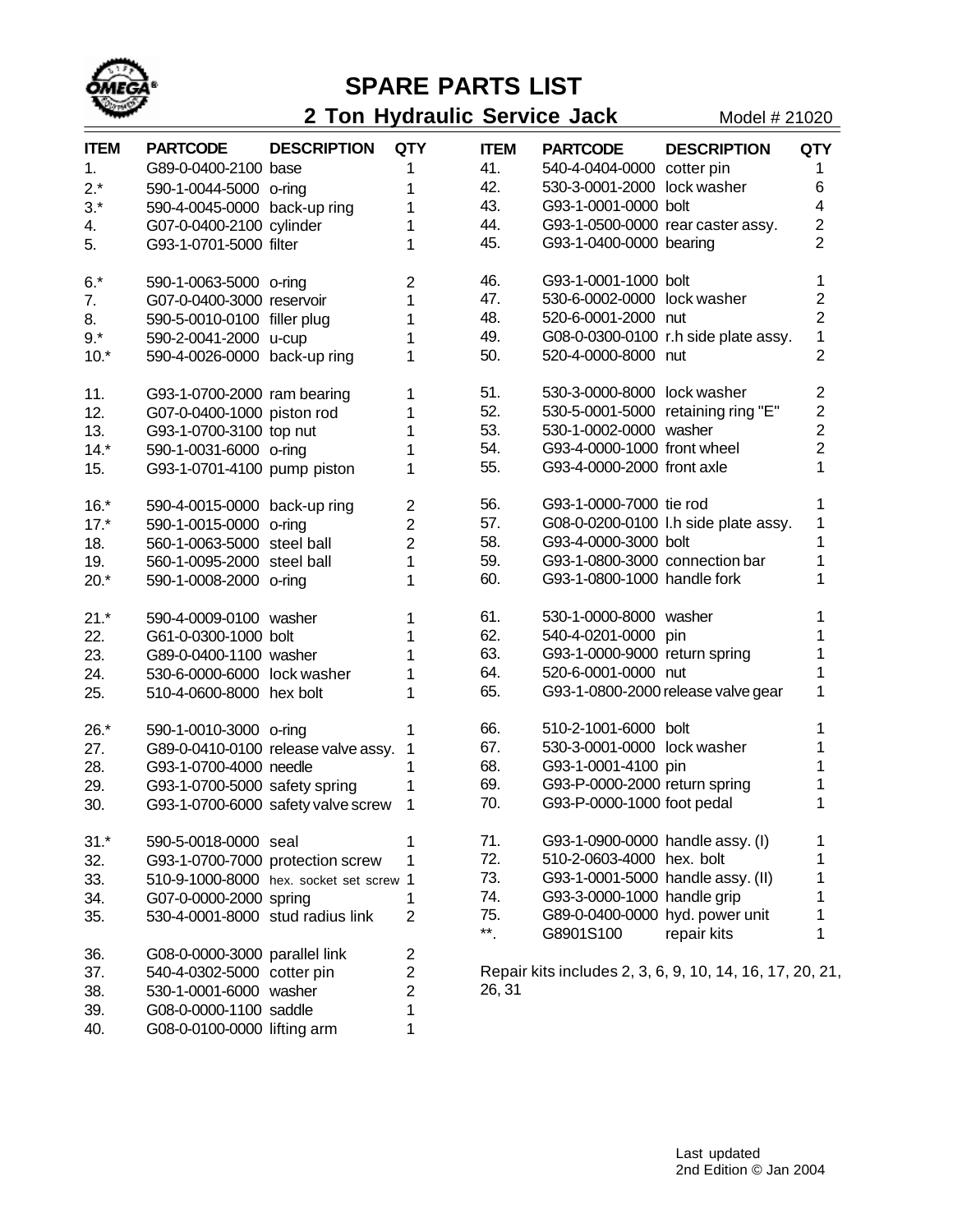# SPARE PARTS LIST

## 2 Ton Hydraulic Service Jack

Model # 21020

| ITEM | PARTCODE | DESCRIPTION | QTY |
|---|---|---|---|
| 1. | G89-0-0400-2100 | base | 1 |
| 2.* | 590-1-0044-5000 | o-ring | 1 |
| 3.* | 590-4-0045-0000 | back-up ring | 1 |
| 4. | G07-0-0400-2100 | cylinder | 1 |
| 5. | G93-1-0701-5000 | filter | 1 |
| 6.* | 590-1-0063-5000 | o-ring | 2 |
| 7. | G07-0-0400-3000 | reservoir | 1 |
| 8. | 590-5-0010-0100 | filler plug | 1 |
| 9.* | 590-2-0041-2000 | u-cup | 1 |
| 10.* | 590-4-0026-0000 | back-up ring | 1 |
| 11. | G93-1-0700-2000 | ram bearing | 1 |
| 12. | G07-0-0400-1000 | piston rod | 1 |
| 13. | G93-1-0700-3100 | top nut | 1 |
| 14.* | 590-1-0031-6000 | o-ring | 1 |
| 15. | G93-1-0701-4100 | pump piston | 1 |
| 16.* | 590-4-0015-0000 | back-up ring | 2 |
| 17.* | 590-1-0015-0000 | o-ring | 2 |
| 18. | 560-1-0063-5000 | steel ball | 2 |
| 19. | 560-1-0095-2000 | steel ball | 1 |
| 20.* | 590-1-0008-2000 | o-ring | 1 |
| 21.* | 590-4-0009-0100 | washer | 1 |
| 22. | G61-0-0300-1000 | bolt | 1 |
| 23. | G89-0-0400-1100 | washer | 1 |
| 24. | 530-6-0000-6000 | lock washer | 1 |
| 25. | 510-4-0600-8000 | hex bolt | 1 |
| 26.* | 590-1-0010-3000 | o-ring | 1 |
| 27. | G89-0-0410-0100 | release valve assy. | 1 |
| 28. | G93-1-0700-4000 | needle | 1 |
| 29. | G93-1-0700-5000 | safety spring | 1 |
| 30. | G93-1-0700-6000 | safety valve screw | 1 |
| 31.* | 590-5-0018-0000 | seal | 1 |
| 32. | G93-1-0700-7000 | protection screw | 1 |
| 33. | 510-9-1000-8000 | hex. socket set screw | 1 |
| 34. | G07-0-0000-2000 | spring | 1 |
| 35. | 530-4-0001-8000 | stud radius link | 2 |
| 36. | G08-0-0000-3000 | parallel link | 2 |
| 37. | 540-4-0302-5000 | cotter pin | 2 |
| 38. | 530-1-0001-6000 | washer | 2 |
| 39. | G08-0-0000-1100 | saddle | 1 |
| 40. | G08-0-0100-0000 | lifting arm | 1 |
| 41. | 540-4-0404-0000 | cotter pin | 1 |
| 42. | 530-3-0001-2000 | lock washer | 6 |
| 43. | G93-1-0001-0000 | bolt | 4 |
| 44. | G93-1-0500-0000 | rear caster assy. | 2 |
| 45. | G93-1-0400-0000 | bearing | 2 |
| 46. | G93-1-0001-1000 | bolt | 1 |
| 47. | 530-6-0002-0000 | lock washer | 2 |
| 48. | 520-6-0001-2000 | nut | 2 |
| 49. | G08-0-0300-0100 | r.h side plate assy. | 1 |
| 50. | 520-4-0000-8000 | nut | 2 |
| 51. | 530-3-0000-8000 | lock washer | 2 |
| 52. | 530-5-0001-5000 | retaining ring "E" | 2 |
| 53. | 530-1-0002-0000 | washer | 2 |
| 54. | G93-4-0000-1000 | front wheel | 2 |
| 55. | G93-4-0000-2000 | front axle | 1 |
| 56. | G93-1-0000-7000 | tie rod | 1 |
| 57. | G08-0-0200-0100 | l.h side plate assy. | 1 |
| 58. | G93-4-0000-3000 | bolt | 1 |
| 59. | G93-1-0800-3000 | connection bar | 1 |
| 60. | G93-1-0800-1000 | handle fork | 1 |
| 61. | 530-1-0000-8000 | washer | 1 |
| 62. | 540-4-0201-0000 | pin | 1 |
| 63. | G93-1-0000-9000 | return spring | 1 |
| 64. | 520-6-0001-0000 | nut | 1 |
| 65. | G93-1-0800-2000 | release valve gear | 1 |
| 66. | 510-2-1001-6000 | bolt | 1 |
| 67. | 530-3-0001-0000 | lock washer | 1 |
| 68. | G93-1-0001-4100 | pin | 1 |
| 69. | G93-P-0000-2000 | return spring | 1 |
| 70. | G93-P-0000-1000 | foot pedal | 1 |
| 71. | G93-1-0900-0000 | handle assy. (I) | 1 |
| 72. | 510-2-0603-4000 | hex. bolt | 1 |
| 73. | G93-1-0001-5000 | handle assy. (II) | 1 |
| 74. | G93-3-0000-1000 | handle grip | 1 |
| 75. | G89-0-0400-0000 | hyd. power unit | 1 |
| **. | G8901S100 | repair kits | 1 |

Repair kits includes 2, 3, 6, 9, 10, 14, 16, 17, 20, 21, 26, 31

Last updated
2nd Edition © Jan 2004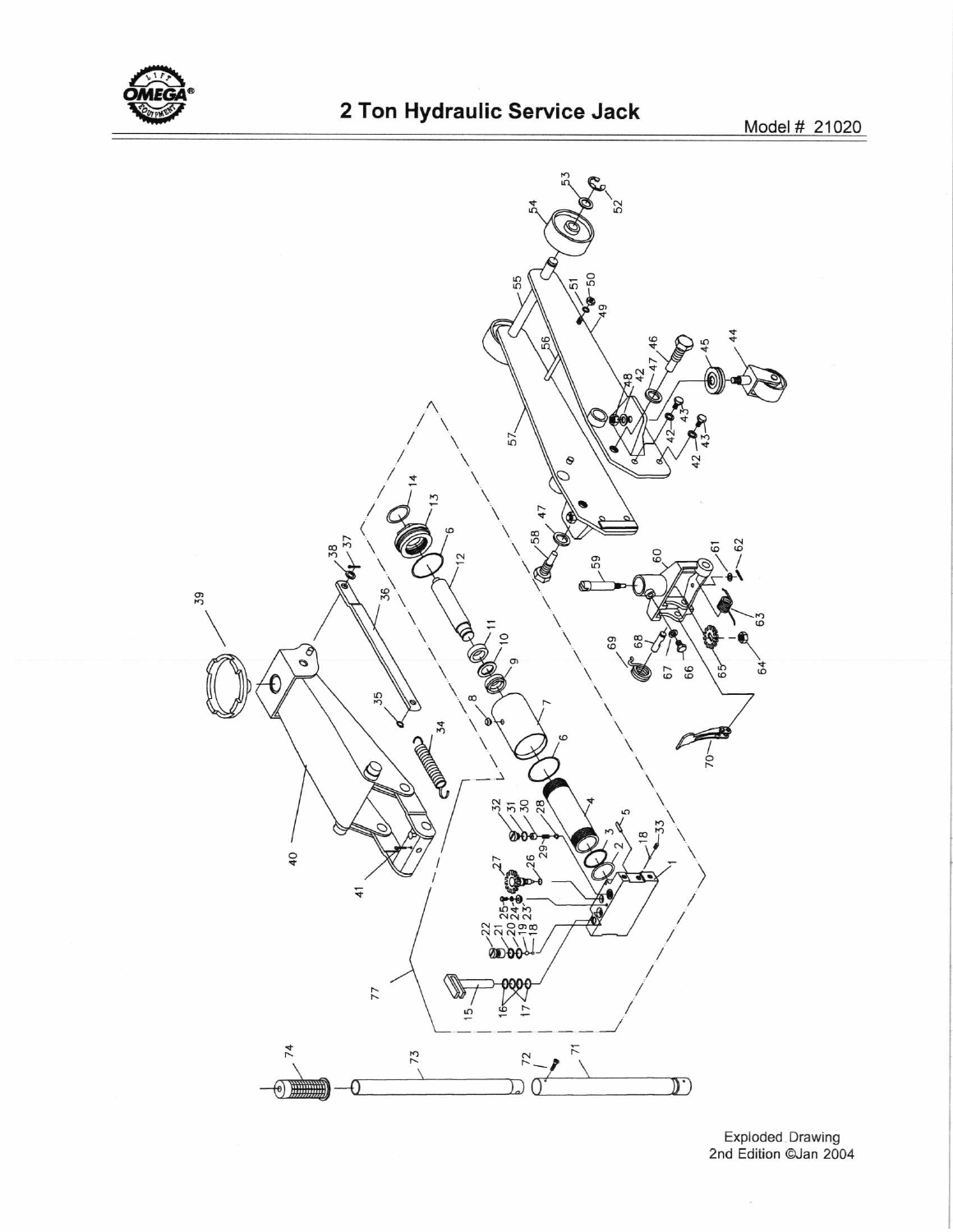# 2 Ton Hydraulic Service Jack

Model # 21020

53
52
54
55
51
50
49
46
47
44
45
56
48
42
43
57
42
43
42
14
13
47
58
6
61
62
60
59
12
38
37
39
36
11
10
9
69
68
67
66
63
65
64
35
8
7
34
6
70
32
31
30
28
4
29
5
3
2
18
33
27
26
1
25
24
23
22
21
20
19
18
40
41
77
15
16
17
74
73
72
71

Exploded Drawing
2nd Edition ©Jan 2004